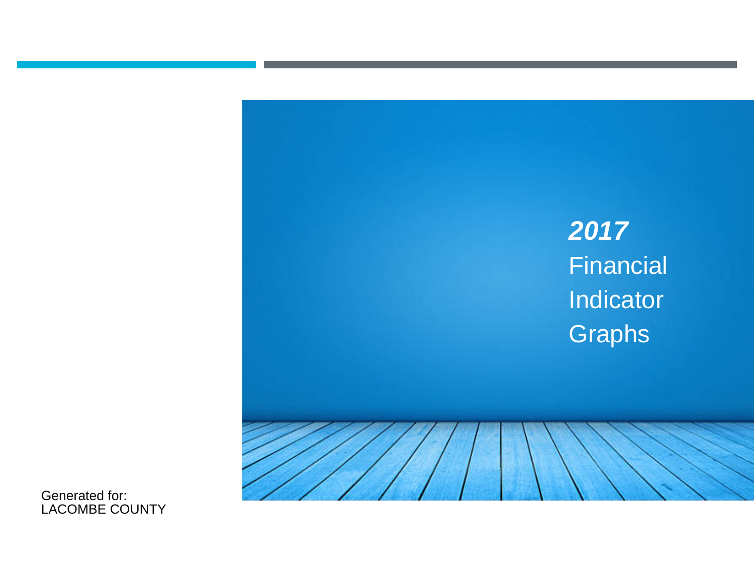# ***2017*** Financial Indicator Graphs

Generated for:
LACOMBE COUNTY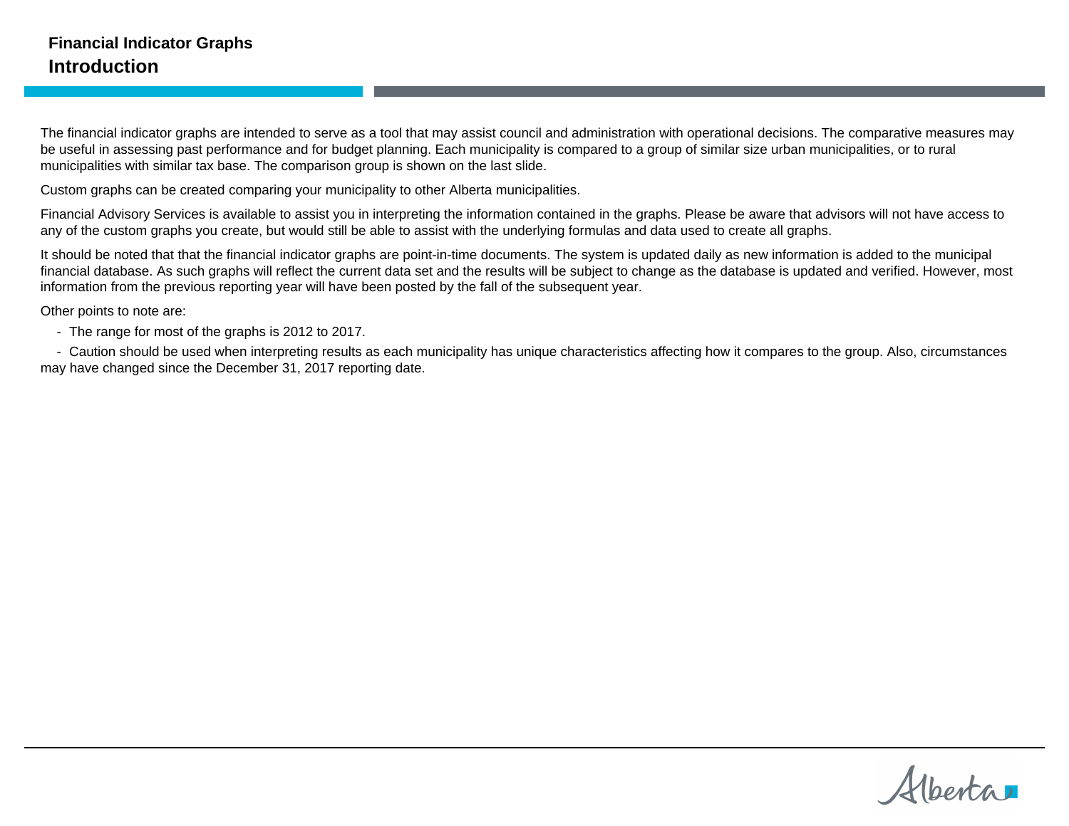## Financial Indicator Graphs
# Introduction

The financial indicator graphs are intended to serve as a tool that may assist council and administration with operational decisions. The comparative measures may be useful in assessing past performance and for budget planning. Each municipality is compared to a group of similar size urban municipalities, or to rural municipalities with similar tax base. The comparison group is shown on the last slide.

Custom graphs can be created comparing your municipality to other Alberta municipalities.

Financial Advisory Services is available to assist you in interpreting the information contained in the graphs. Please be aware that advisors will not have access to any of the custom graphs you create, but would still be able to assist with the underlying formulas and data used to create all graphs.

It should be noted that that the financial indicator graphs are point-in-time documents. The system is updated daily as new information is added to the municipal financial database. As such graphs will reflect the current data set and the results will be subject to change as the database is updated and verified. However, most information from the previous reporting year will have been posted by the fall of the subsequent year.

Other points to note are:

- The range for most of the graphs is 2012 to 2017.
- Caution should be used when interpreting results as each municipality has unique characteristics affecting how it compares to the group. Also, circumstances may have changed since the December 31, 2017 reporting date.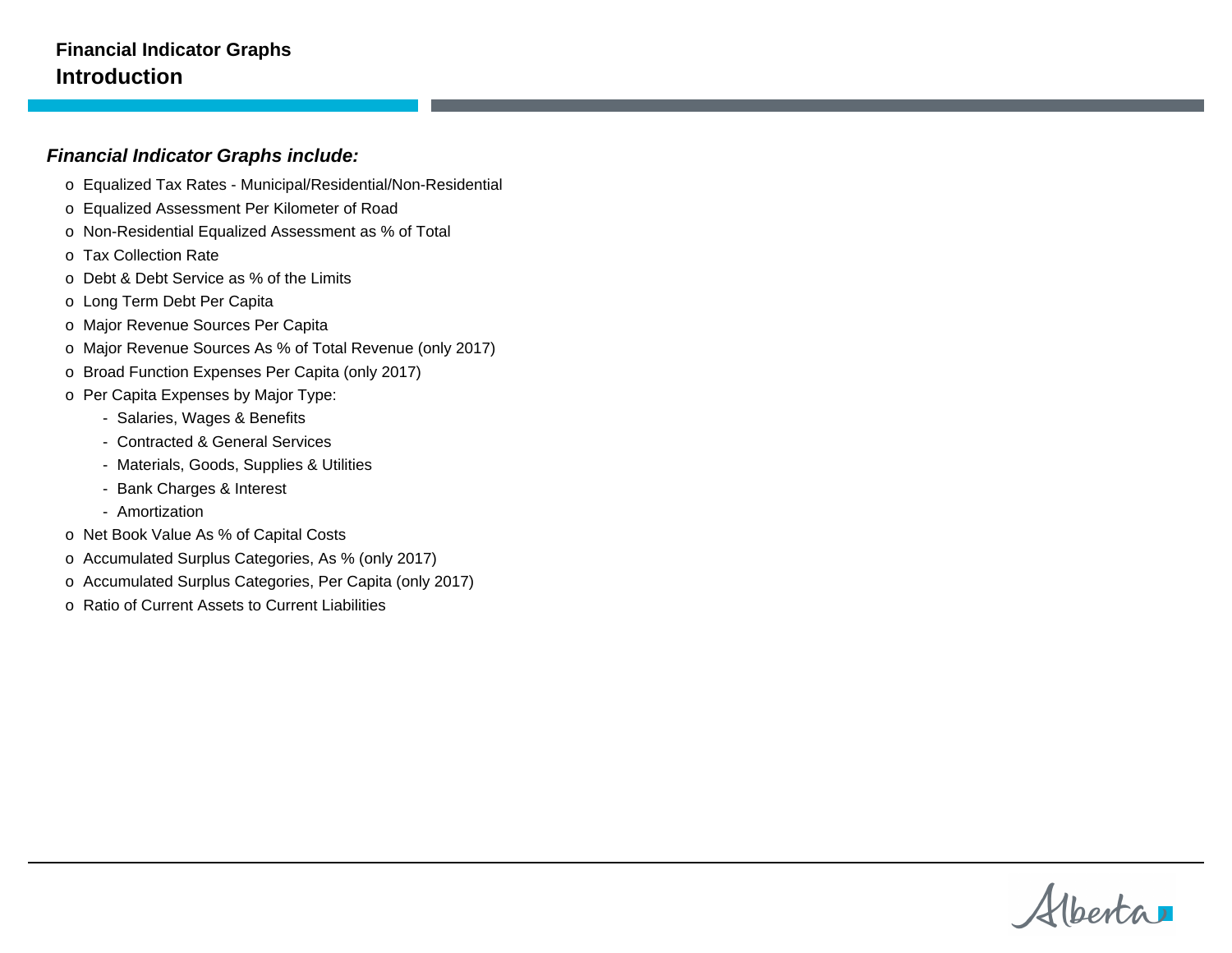# Financial Indicator Graphs

## Introduction

***Financial Indicator Graphs include:***

- Equalized Tax Rates - Municipal/Residential/Non-Residential
- Equalized Assessment Per Kilometer of Road
- Non-Residential Equalized Assessment as % of Total
- Tax Collection Rate
- Debt & Debt Service as % of the Limits
- Long Term Debt Per Capita
- Major Revenue Sources Per Capita
- Major Revenue Sources As % of Total Revenue (only 2017)
- Broad Function Expenses Per Capita (only 2017)
- Per Capita Expenses by Major Type:
  - Salaries, Wages & Benefits
  - Contracted & General Services
  - Materials, Goods, Supplies & Utilities
  - Bank Charges & Interest
  - Amortization
- Net Book Value As % of Capital Costs
- Accumulated Surplus Categories, As % (only 2017)
- Accumulated Surplus Categories, Per Capita (only 2017)
- Ratio of Current Assets to Current Liabilities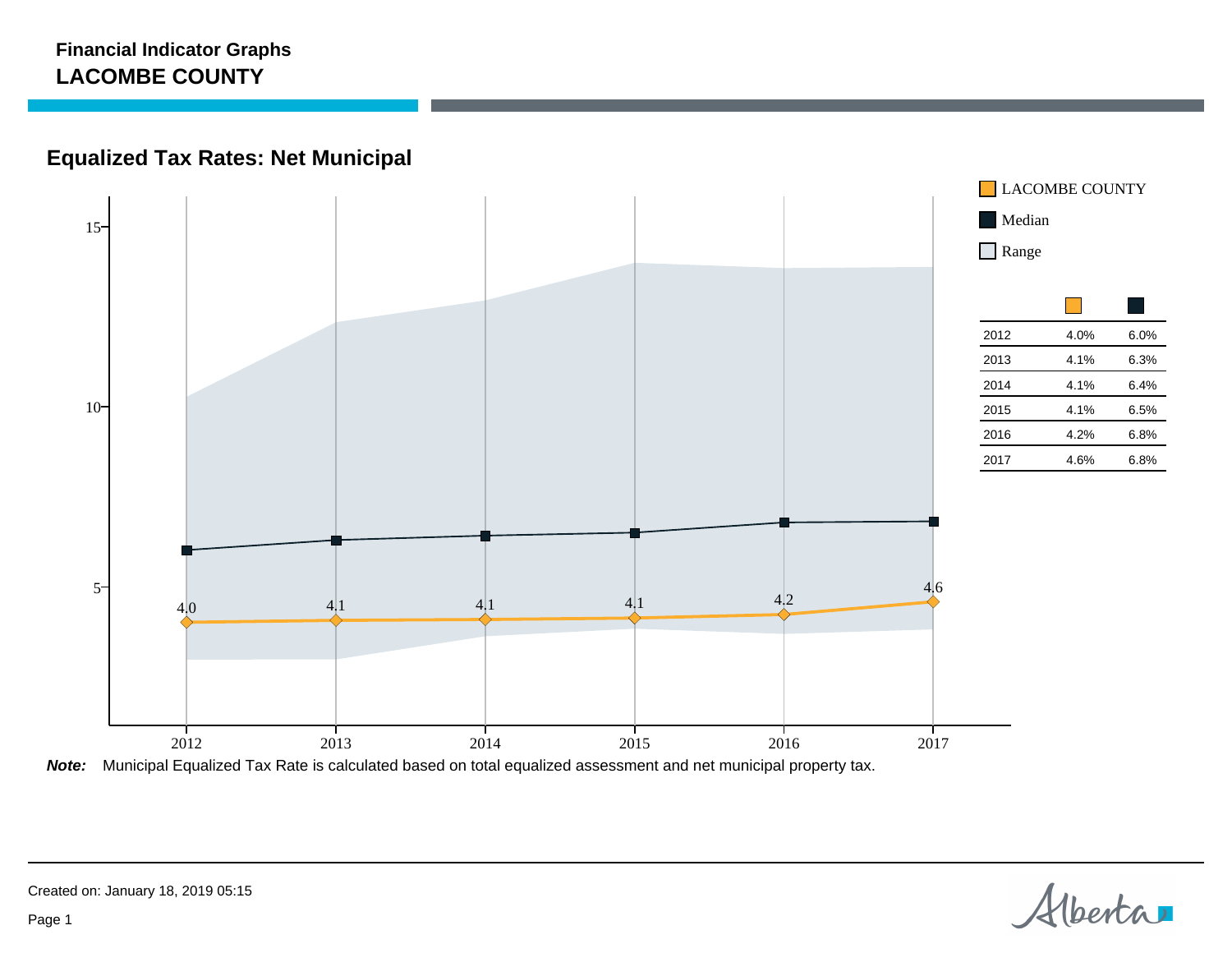**Financial Indicator Graphs**

**LACOMBE COUNTY**

## Equalized Tax Rates: Net Municipal

| | LACOMBE COUNTY | Median |
|---|---|---|
| 2012 | 4.0% | 6.0% |
| 2013 | 4.1% | 6.3% |
| 2014 | 4.1% | 6.4% |
| 2015 | 4.1% | 6.5% |
| 2016 | 4.2% | 6.8% |
| 2017 | 4.6% | 6.8% |

***Note:*** Municipal Equalized Tax Rate is calculated based on total equalized assessment and net municipal property tax.

Created on: January 18, 2019 05:15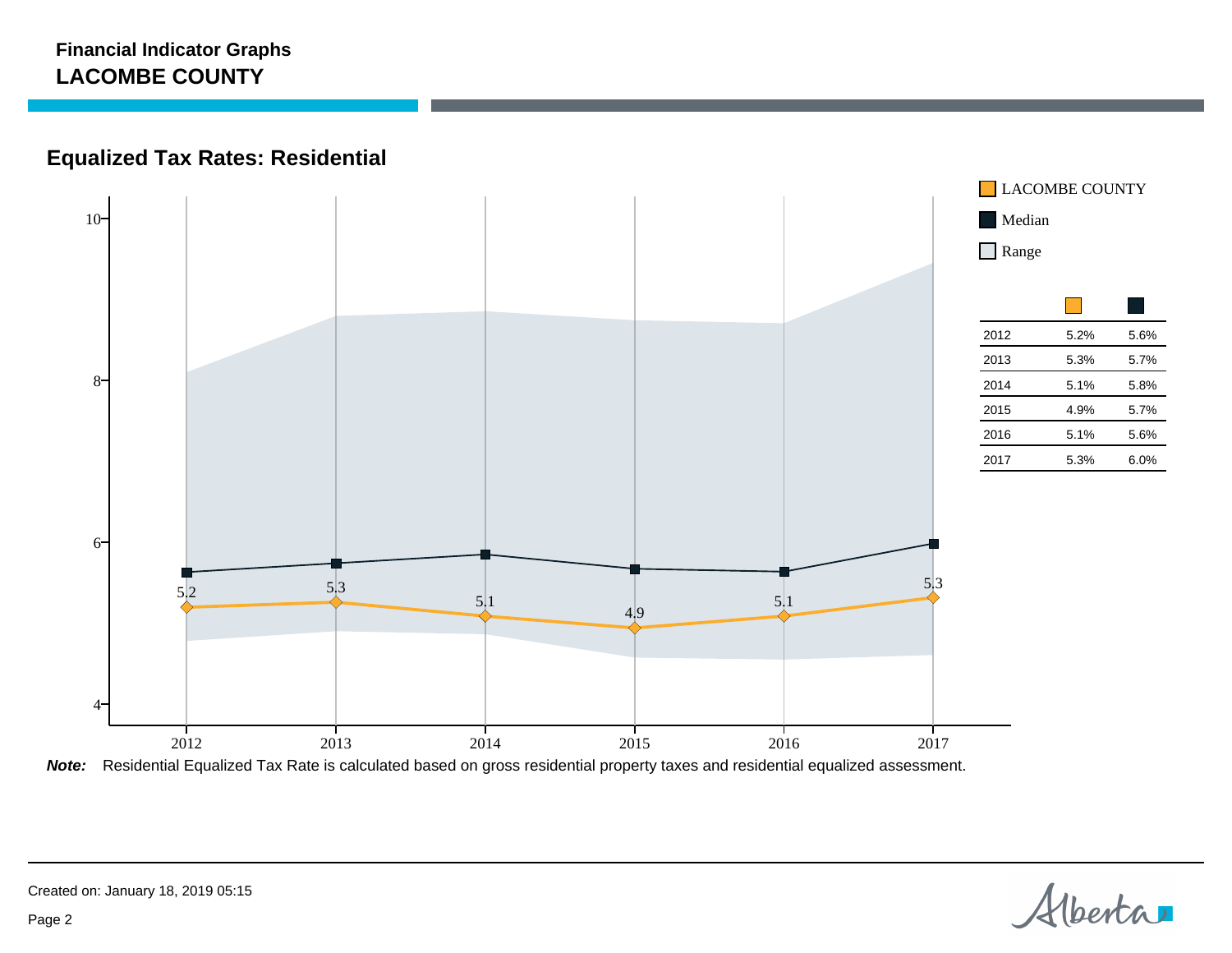**Financial Indicator Graphs**
**LACOMBE COUNTY**

## Equalized Tax Rates: Residential

| | LACOMBE COUNTY | Median |
|---|---|---|
| 2012 | 5.2% | 5.6% |
| 2013 | 5.3% | 5.7% |
| 2014 | 5.1% | 5.8% |
| 2015 | 4.9% | 5.7% |
| 2016 | 5.1% | 5.6% |
| 2017 | 5.3% | 6.0% |

***Note:*** Residential Equalized Tax Rate is calculated based on gross residential property taxes and residential equalized assessment.

Created on: January 18, 2019 05:15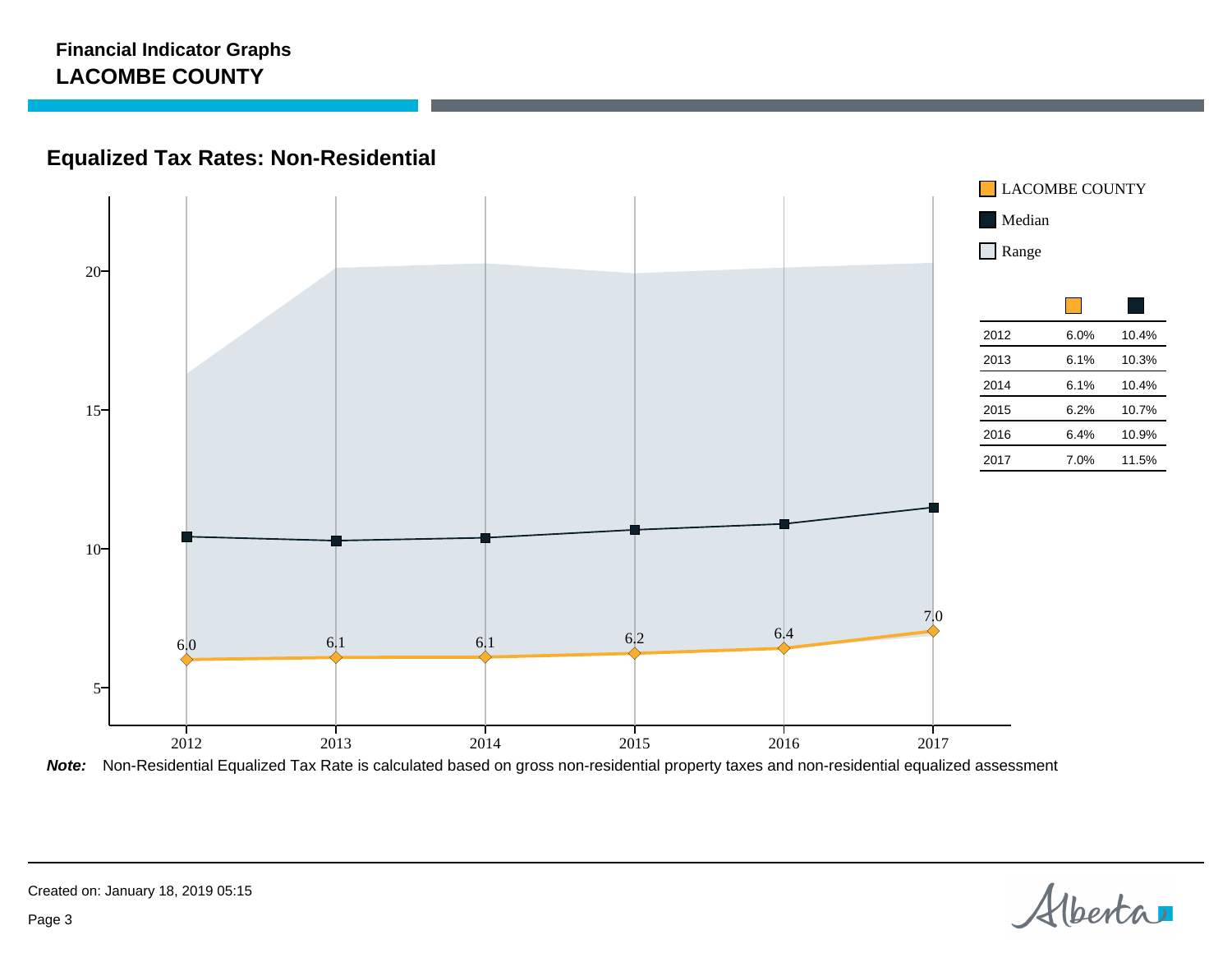**Financial Indicator Graphs**
**LACOMBE COUNTY**

## Equalized Tax Rates: Non-Residential

| | LACOMBE COUNTY | Median |
|---|---|---|
| 2012 | 6.0% | 10.4% |
| 2013 | 6.1% | 10.3% |
| 2014 | 6.1% | 10.4% |
| 2015 | 6.2% | 10.7% |
| 2016 | 6.4% | 10.9% |
| 2017 | 7.0% | 11.5% |

***Note:*** Non-Residential Equalized Tax Rate is calculated based on gross non-residential property taxes and non-residential equalized assessment

Created on: January 18, 2019 05:15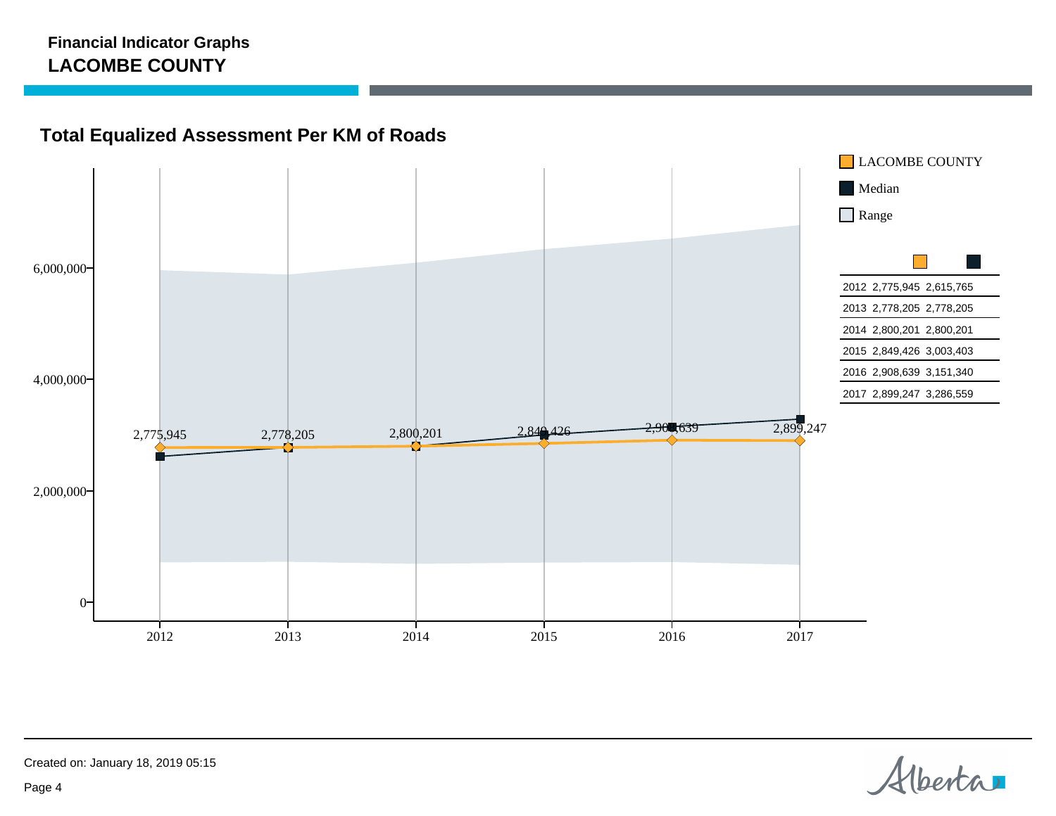**Financial Indicator Graphs**
**LACOMBE COUNTY**

## Total Equalized Assessment Per KM of Roads

| Year | LACOMBE COUNTY | Median |
|---|---|---|
| 2012 | 2,775,945 | 2,615,765 |
| 2013 | 2,778,205 | 2,778,205 |
| 2014 | 2,800,201 | 2,800,201 |
| 2015 | 2,849,426 | 3,003,403 |
| 2016 | 2,908,639 | 3,151,340 |
| 2017 | 2,899,247 | 3,286,559 |

Created on: January 18, 2019 05:15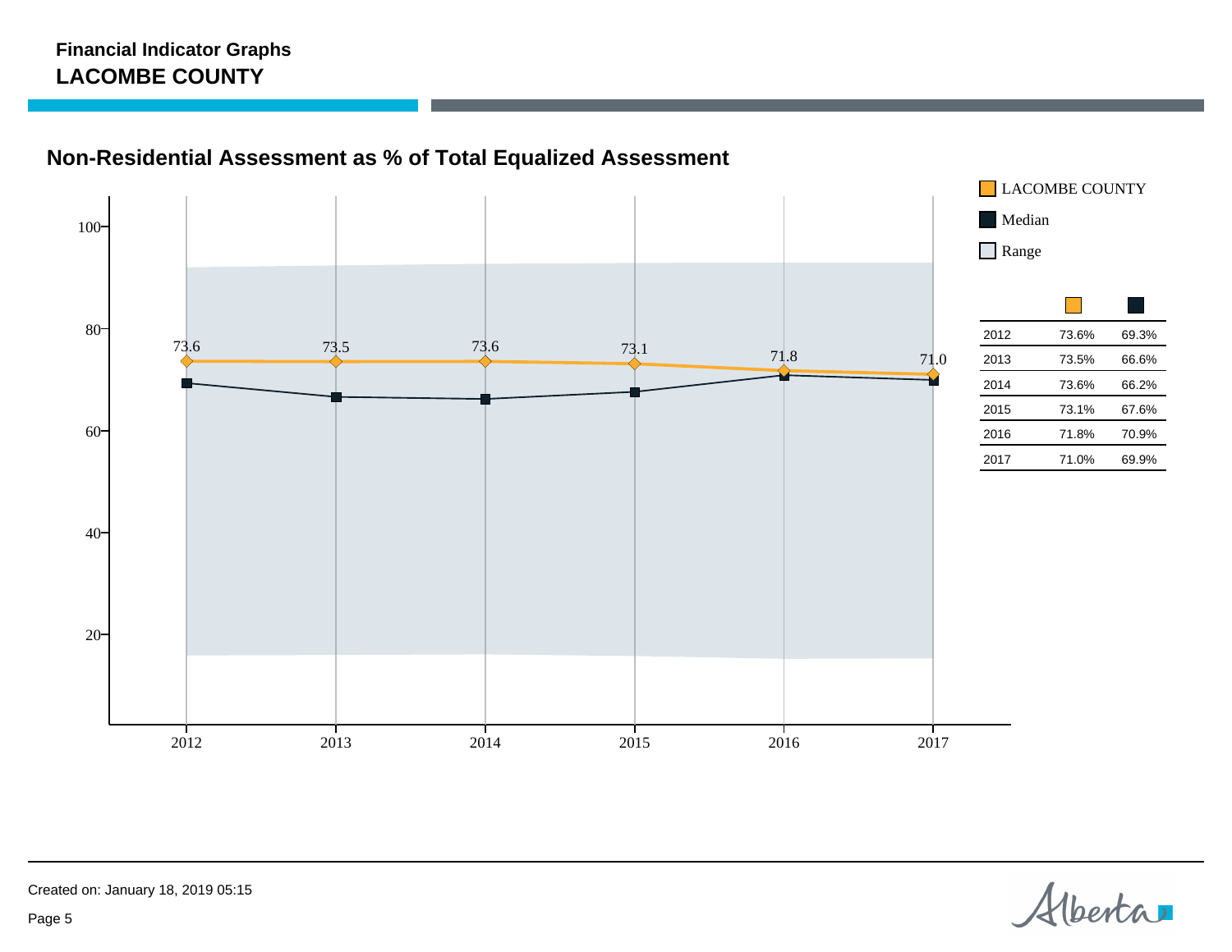**Financial Indicator Graphs**
**LACOMBE COUNTY**

## Non-Residential Assessment as % of Total Equalized Assessment

LACOMBE COUNTY
Median
Range

| | LACOMBE COUNTY | Median |
|---|---|---|
| 2012 | 73.6% | 69.3% |
| 2013 | 73.5% | 66.6% |
| 2014 | 73.6% | 66.2% |
| 2015 | 73.1% | 67.6% |
| 2016 | 71.8% | 70.9% |
| 2017 | 71.0% | 69.9% |

Created on: January 18, 2019 05:15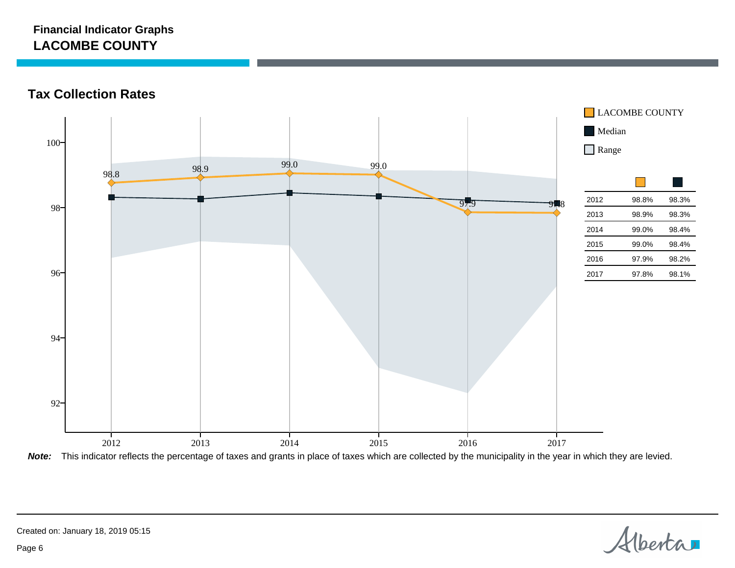**Financial Indicator Graphs**
**LACOMBE COUNTY**

## Tax Collection Rates

| | LACOMBE COUNTY | Median |
|---|---|---|
| 2012 | 98.8% | 98.3% |
| 2013 | 98.9% | 98.3% |
| 2014 | 99.0% | 98.4% |
| 2015 | 99.0% | 98.4% |
| 2016 | 97.9% | 98.2% |
| 2017 | 97.8% | 98.1% |

***Note:*** This indicator reflects the percentage of taxes and grants in place of taxes which are collected by the municipality in the year in which they are levied.

Created on: January 18, 2019 05:15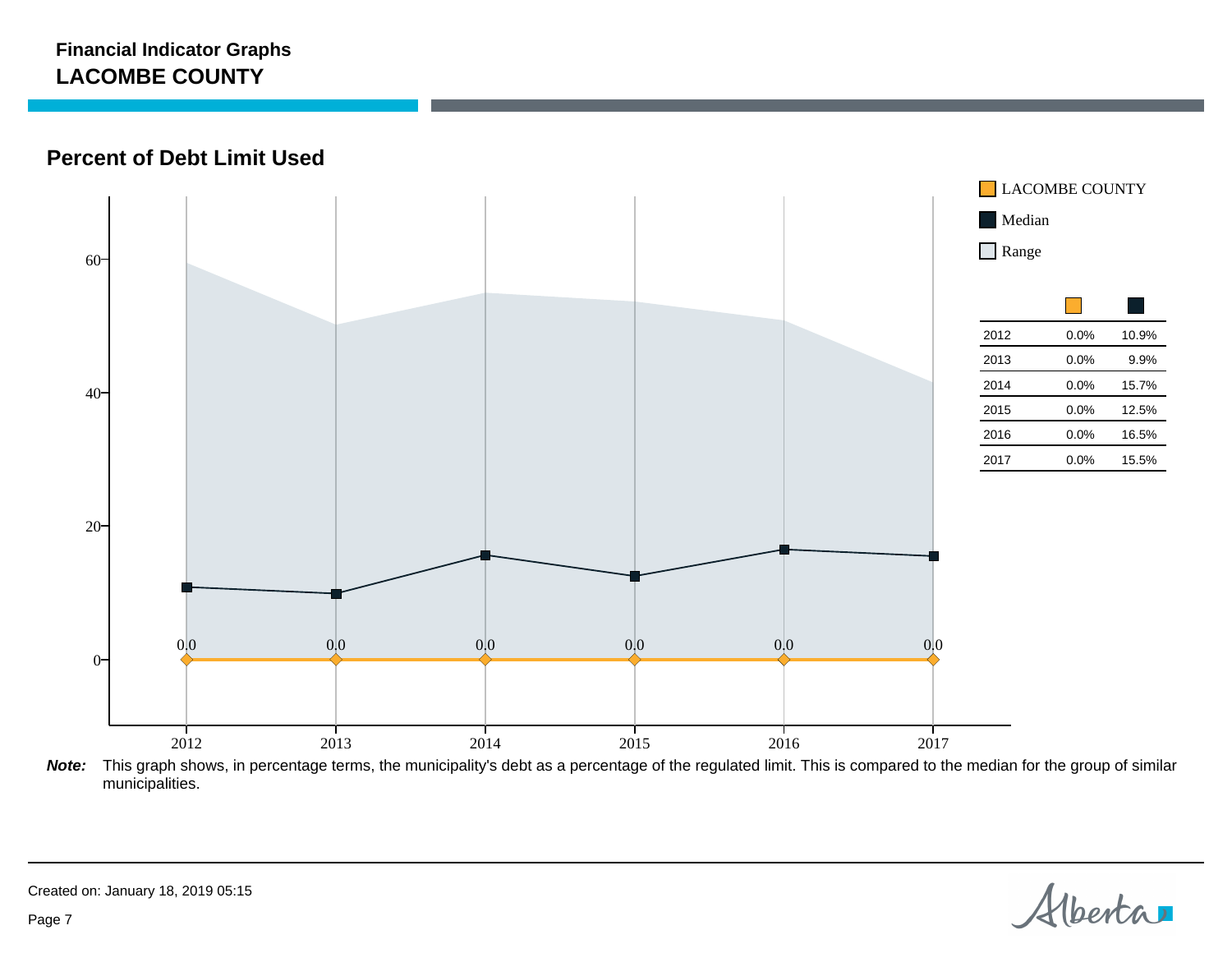**Financial Indicator Graphs**
## LACOMBE COUNTY

### Percent of Debt Limit Used

| | LACOMBE COUNTY | Median |
|---|---|---|
| 2012 | 0.0% | 10.9% |
| 2013 | 0.0% | 9.9% |
| 2014 | 0.0% | 15.7% |
| 2015 | 0.0% | 12.5% |
| 2016 | 0.0% | 16.5% |
| 2017 | 0.0% | 15.5% |

***Note:*** This graph shows, in percentage terms, the municipality's debt as a percentage of the regulated limit. This is compared to the median for the group of similar municipalities.

Created on: January 18, 2019 05:15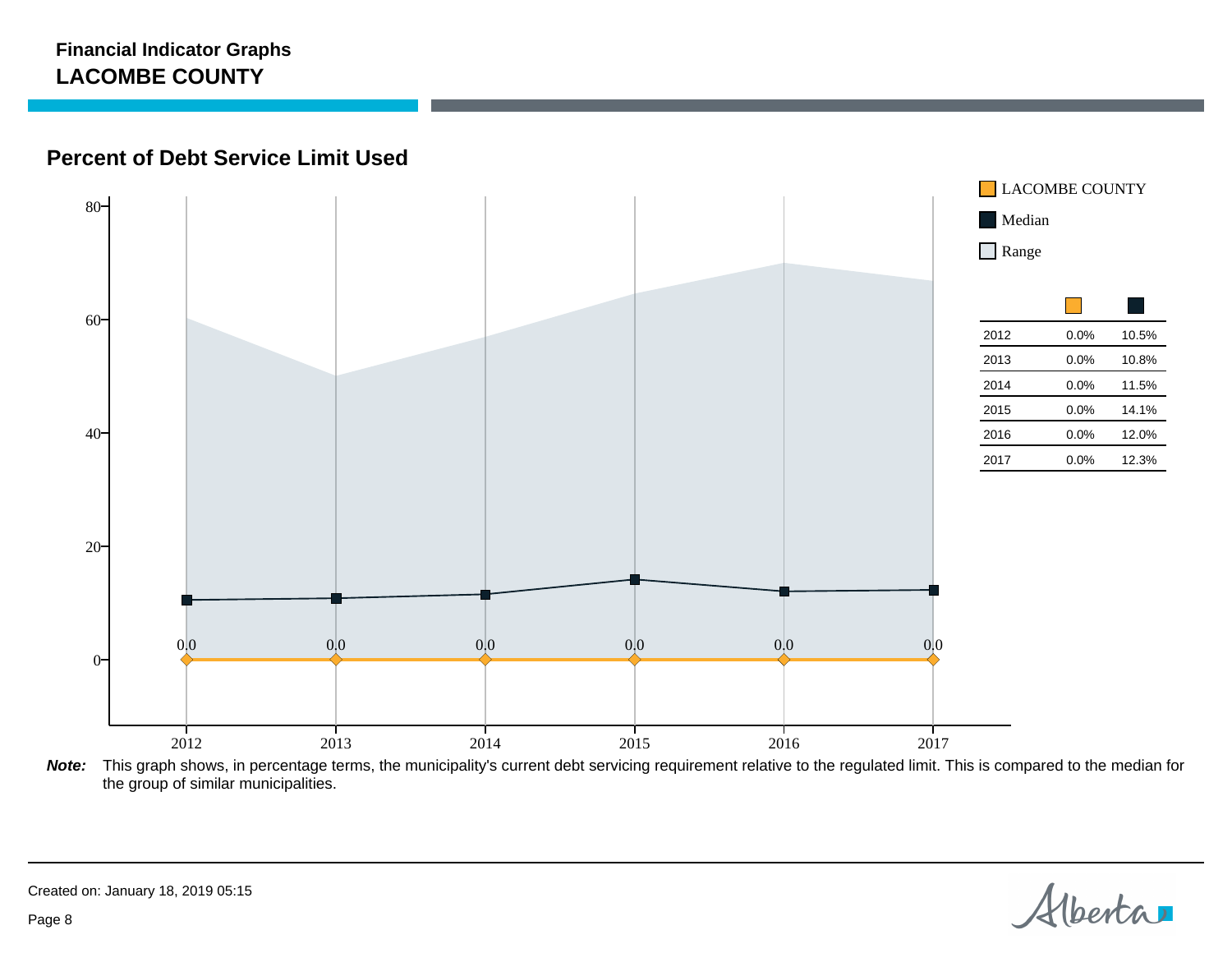**Financial Indicator Graphs**
## LACOMBE COUNTY

### Percent of Debt Service Limit Used

LACOMBE COUNTY

Median

Range

| | LACOMBE COUNTY | Median |
|---|---|---|
| 2012 | 0.0% | 10.5% |
| 2013 | 0.0% | 10.8% |
| 2014 | 0.0% | 11.5% |
| 2015 | 0.0% | 14.1% |
| 2016 | 0.0% | 12.0% |
| 2017 | 0.0% | 12.3% |

***Note:*** This graph shows, in percentage terms, the municipality's current debt servicing requirement relative to the regulated limit. This is compared to the median for the group of similar municipalities.

Created on: January 18, 2019 05:15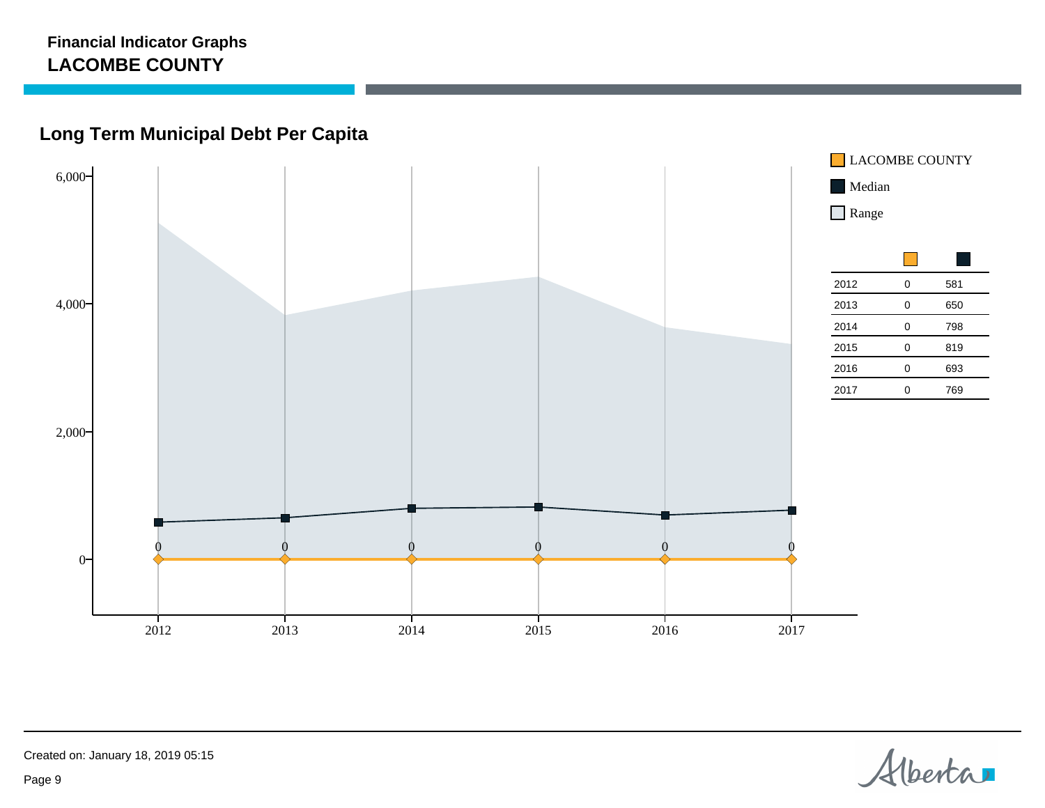**Financial Indicator Graphs**
**LACOMBE COUNTY**

## Long Term Municipal Debt Per Capita

| | LACOMBE COUNTY | Median |
|---|---|---|
| 2012 | 0 | 581 |
| 2013 | 0 | 650 |
| 2014 | 0 | 798 |
| 2015 | 0 | 819 |
| 2016 | 0 | 693 |
| 2017 | 0 | 769 |

Created on: January 18, 2019 05:15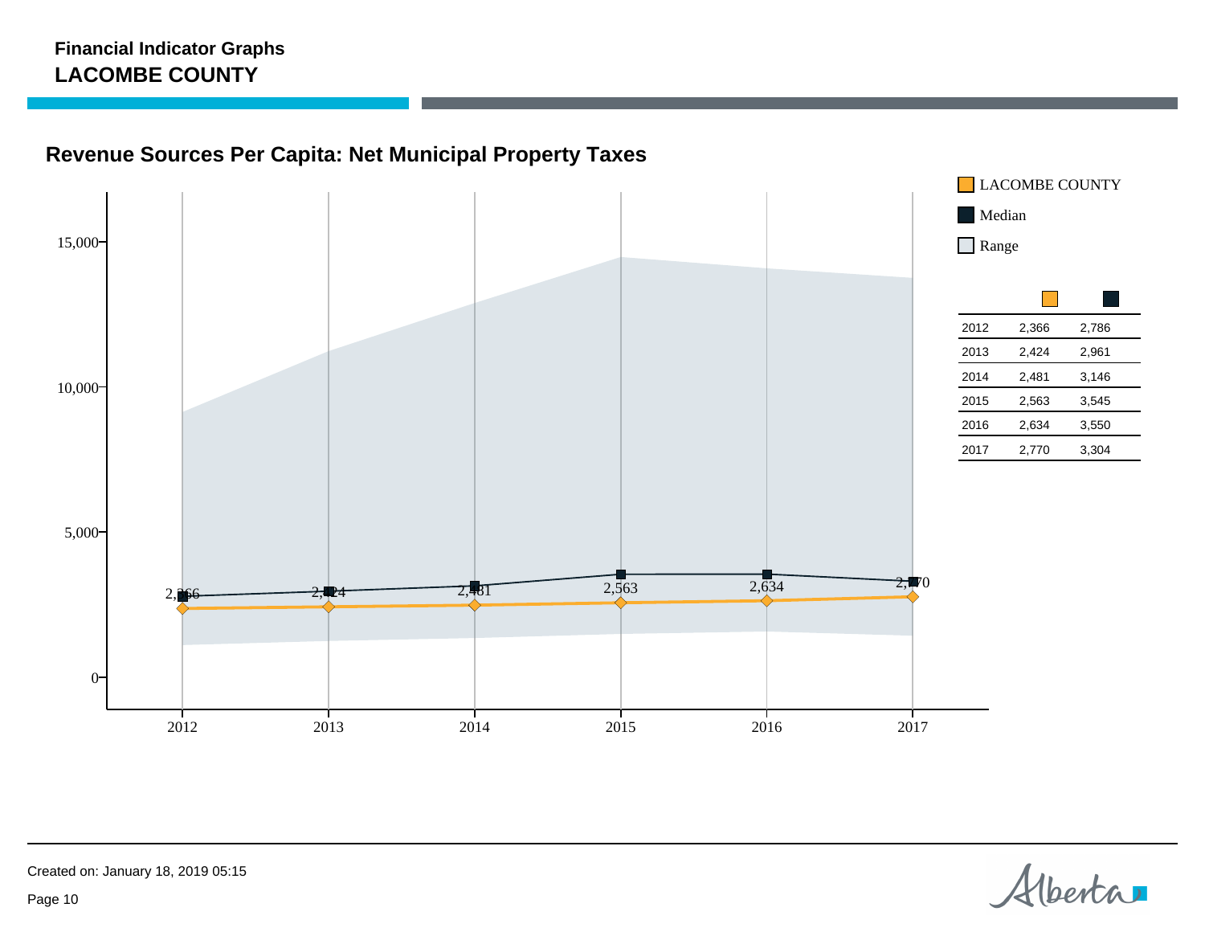**Financial Indicator Graphs**
**LACOMBE COUNTY**

## Revenue Sources Per Capita: Net Municipal Property Taxes

Legend: LACOMBE COUNTY, Median, Range

| | LACOMBE COUNTY | Median |
|---|---|---|
| 2012 | 2,366 | 2,786 |
| 2013 | 2,424 | 2,961 |
| 2014 | 2,481 | 3,146 |
| 2015 | 2,563 | 3,545 |
| 2016 | 2,634 | 3,550 |
| 2017 | 2,770 | 3,304 |

Created on: January 18, 2019 05:15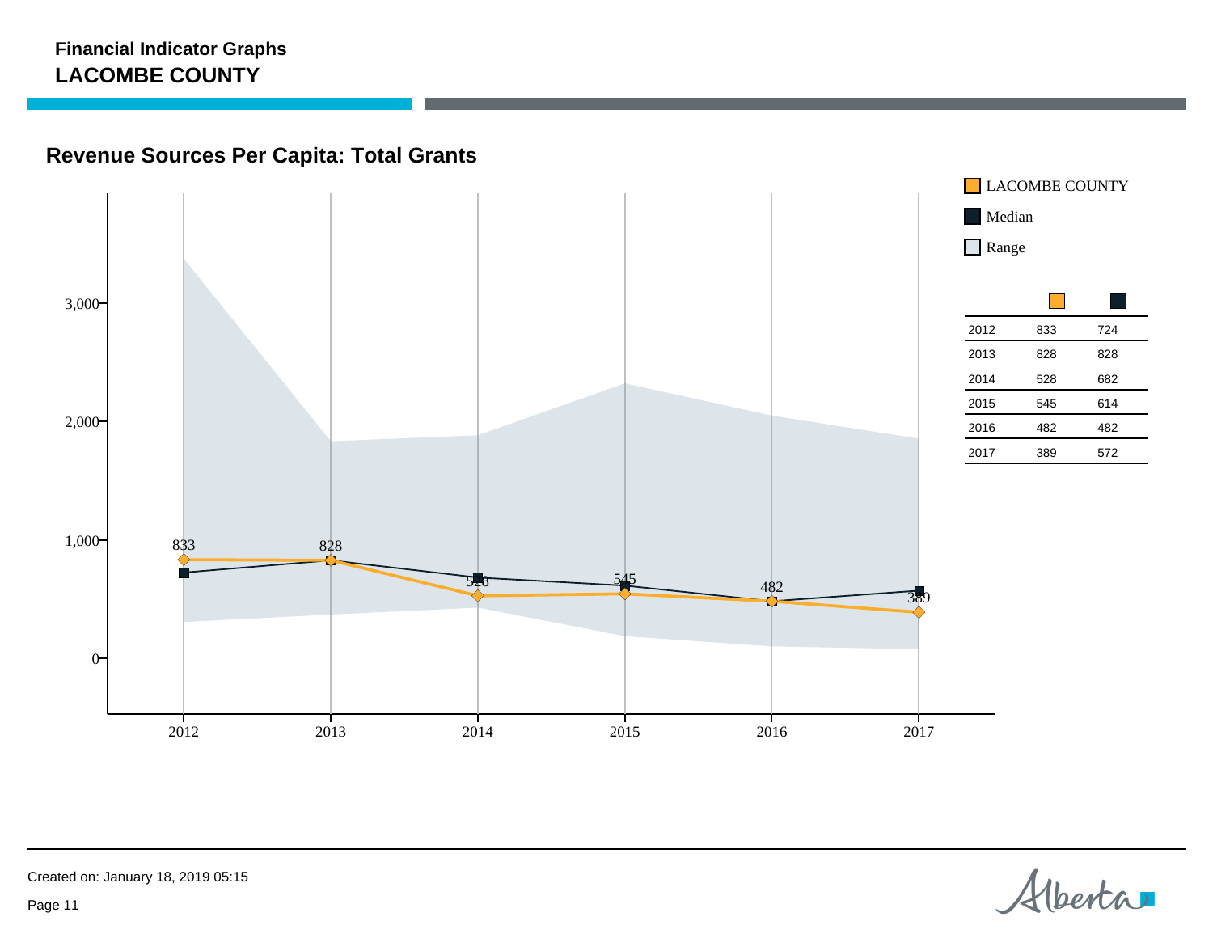**Financial Indicator Graphs**
**LACOMBE COUNTY**

## Revenue Sources Per Capita: Total Grants

| | LACOMBE COUNTY | Median |
|---|---|---|
| 2012 | 833 | 724 |
| 2013 | 828 | 828 |
| 2014 | 528 | 682 |
| 2015 | 545 | 614 |
| 2016 | 482 | 482 |
| 2017 | 389 | 572 |

Created on: January 18, 2019 05:15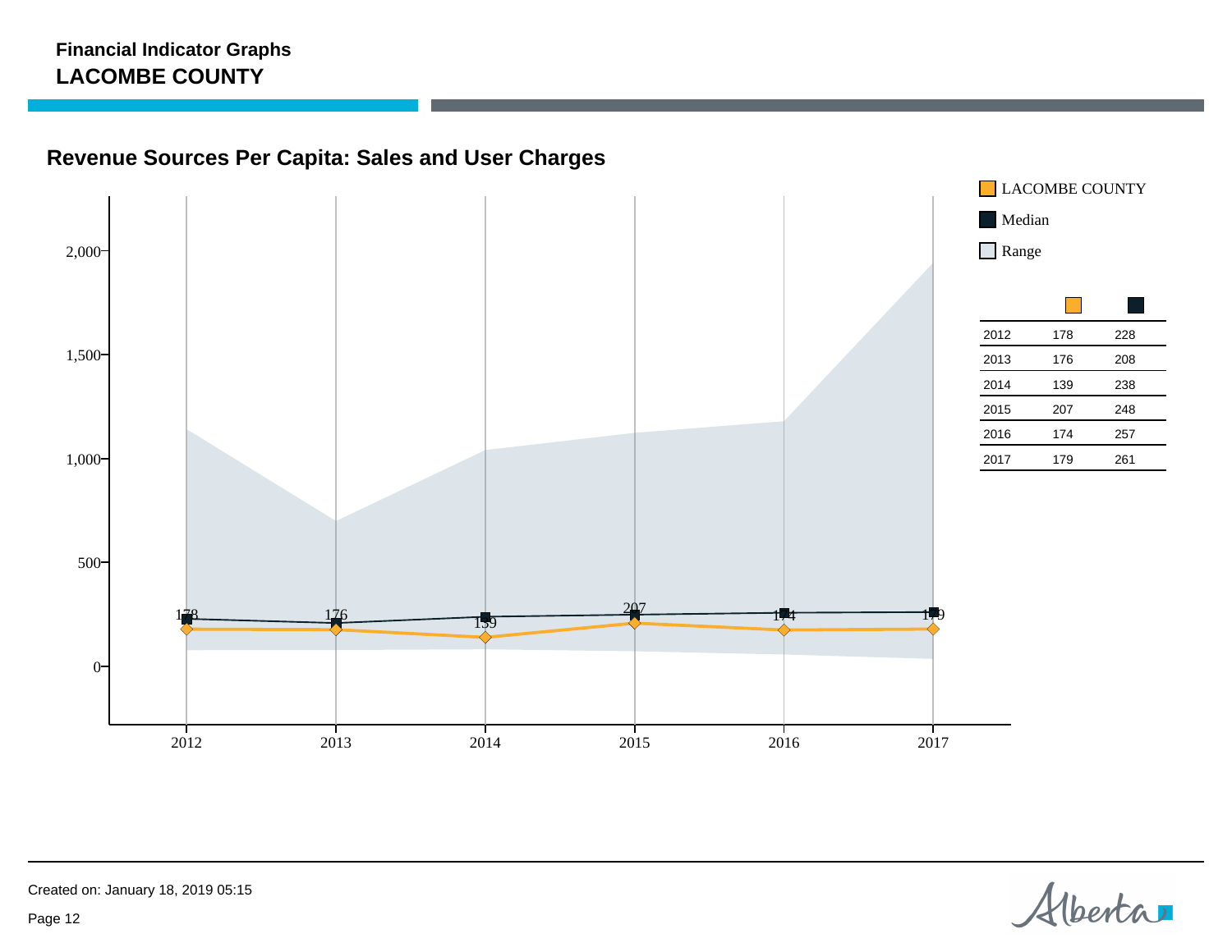**Financial Indicator Graphs**
**LACOMBE COUNTY**

## Revenue Sources Per Capita: Sales and User Charges

LACOMBE COUNTY
Median
Range

| | LACOMBE COUNTY | Median |
|---|---|---|
| 2012 | 178 | 228 |
| 2013 | 176 | 208 |
| 2014 | 139 | 238 |
| 2015 | 207 | 248 |
| 2016 | 174 | 257 |
| 2017 | 179 | 261 |

Created on: January 18, 2019 05:15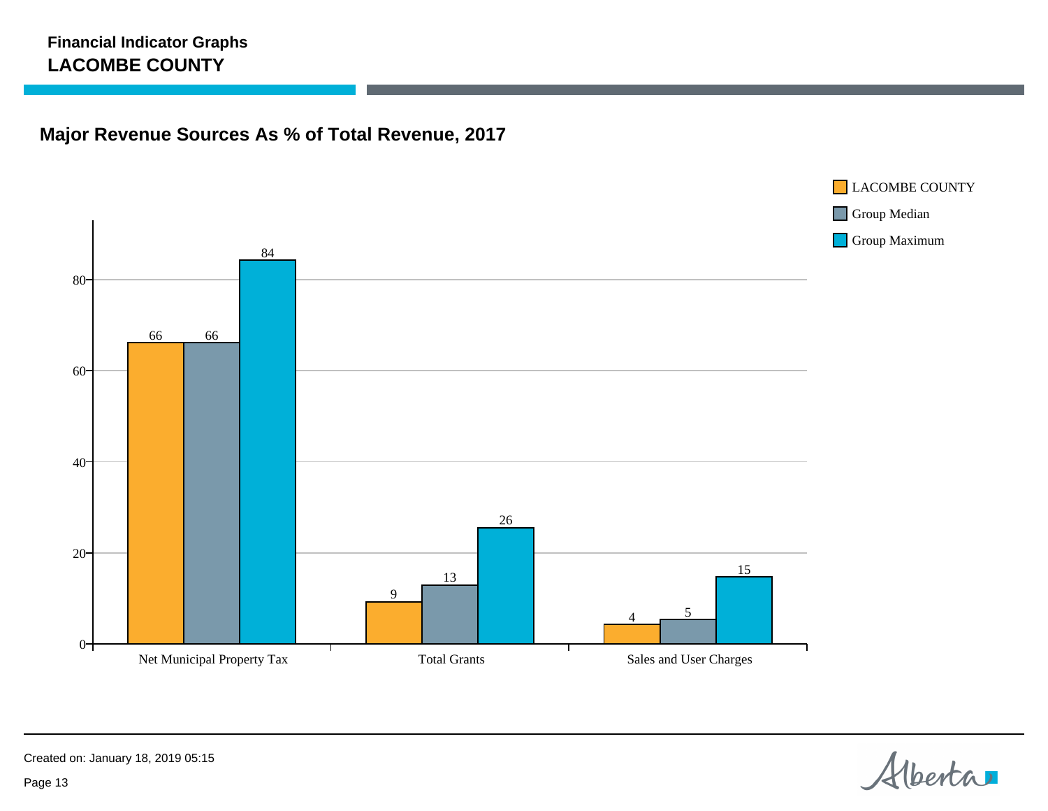**Financial Indicator Graphs**
**LACOMBE COUNTY**

## Major Revenue Sources As % of Total Revenue, 2017

| | LACOMBE COUNTY | Group Median | Group Maximum |
|---|---|---|---|
| Net Municipal Property Tax | 66 | 66 | 84 |
| Total Grants | 9 | 13 | 26 |
| Sales and User Charges | 4 | 5 | 15 |

Created on: January 18, 2019 05:15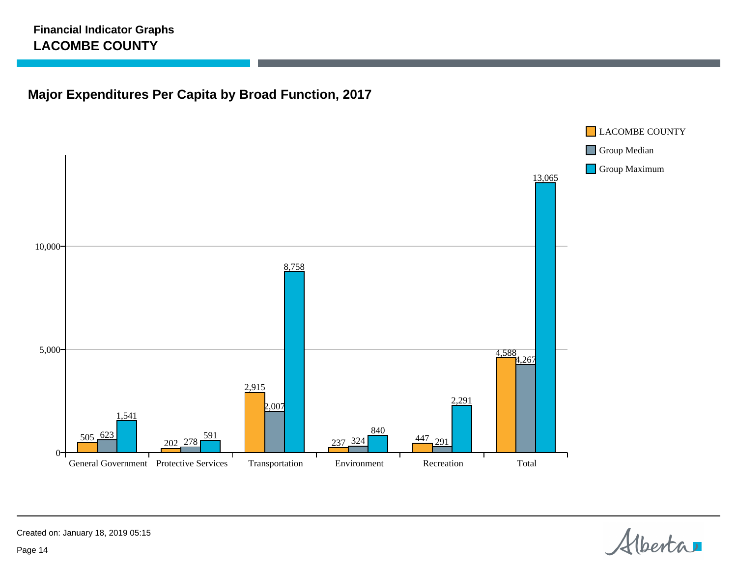**Financial Indicator Graphs**
**LACOMBE COUNTY**

## Major Expenditures Per Capita by Broad Function, 2017

| | LACOMBE COUNTY | Group Median | Group Maximum |
|---|---|---|---|
| General Government | 505 | 623 | 1,541 |
| Protective Services | 202 | 278 | 591 |
| Transportation | 2,915 | 2,007 | 8,758 |
| Environment | 237 | 324 | 840 |
| Recreation | 447 | 291 | 2,291 |
| Total | 4,588 | 4,267 | 13,065 |

Created on: January 18, 2019 05:15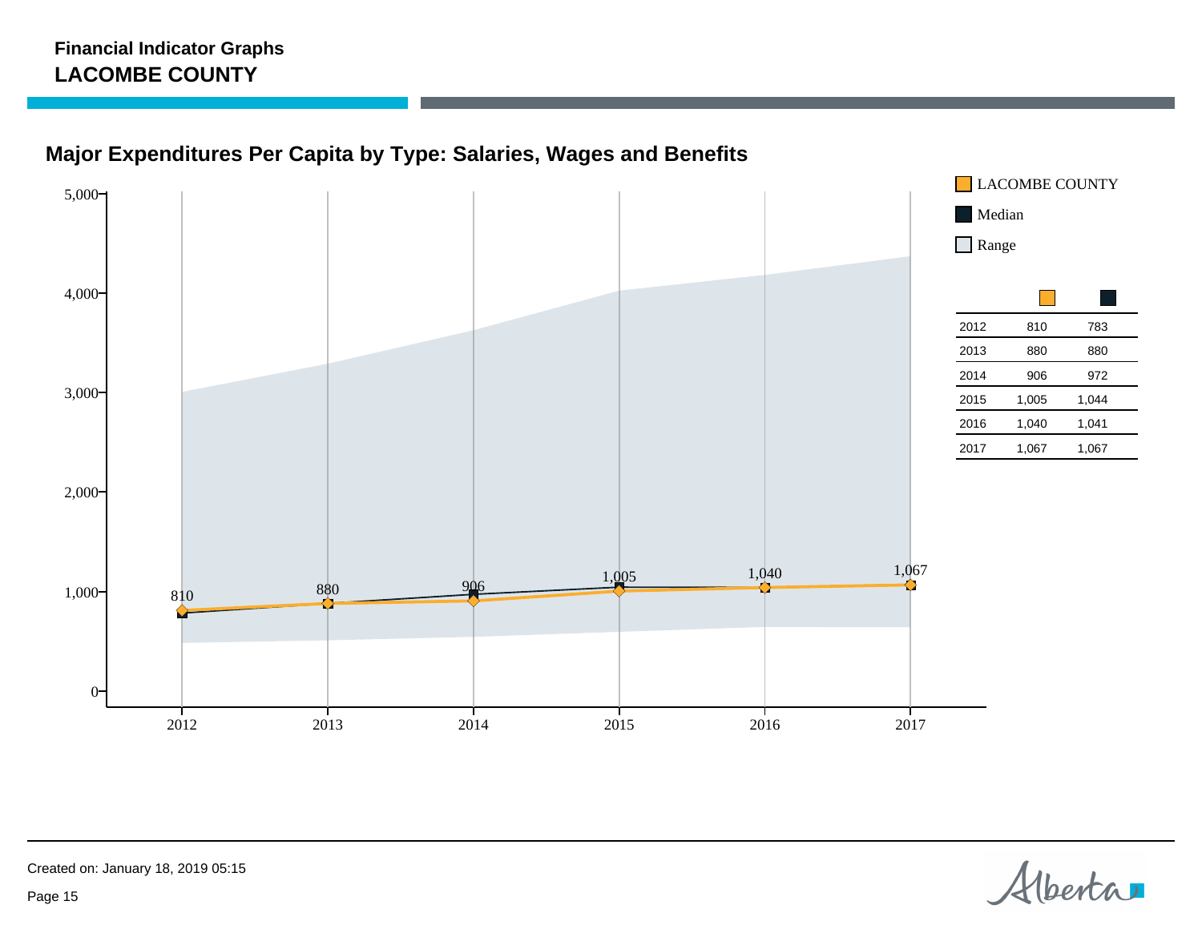**Financial Indicator Graphs**

**LACOMBE COUNTY**

## Major Expenditures Per Capita by Type: Salaries, Wages and Benefits

| | LACOMBE COUNTY | Median |
|---|---|---|
| 2012 | 810 | 783 |
| 2013 | 880 | 880 |
| 2014 | 906 | 972 |
| 2015 | 1,005 | 1,044 |
| 2016 | 1,040 | 1,041 |
| 2017 | 1,067 | 1,067 |

Created on: January 18, 2019 05:15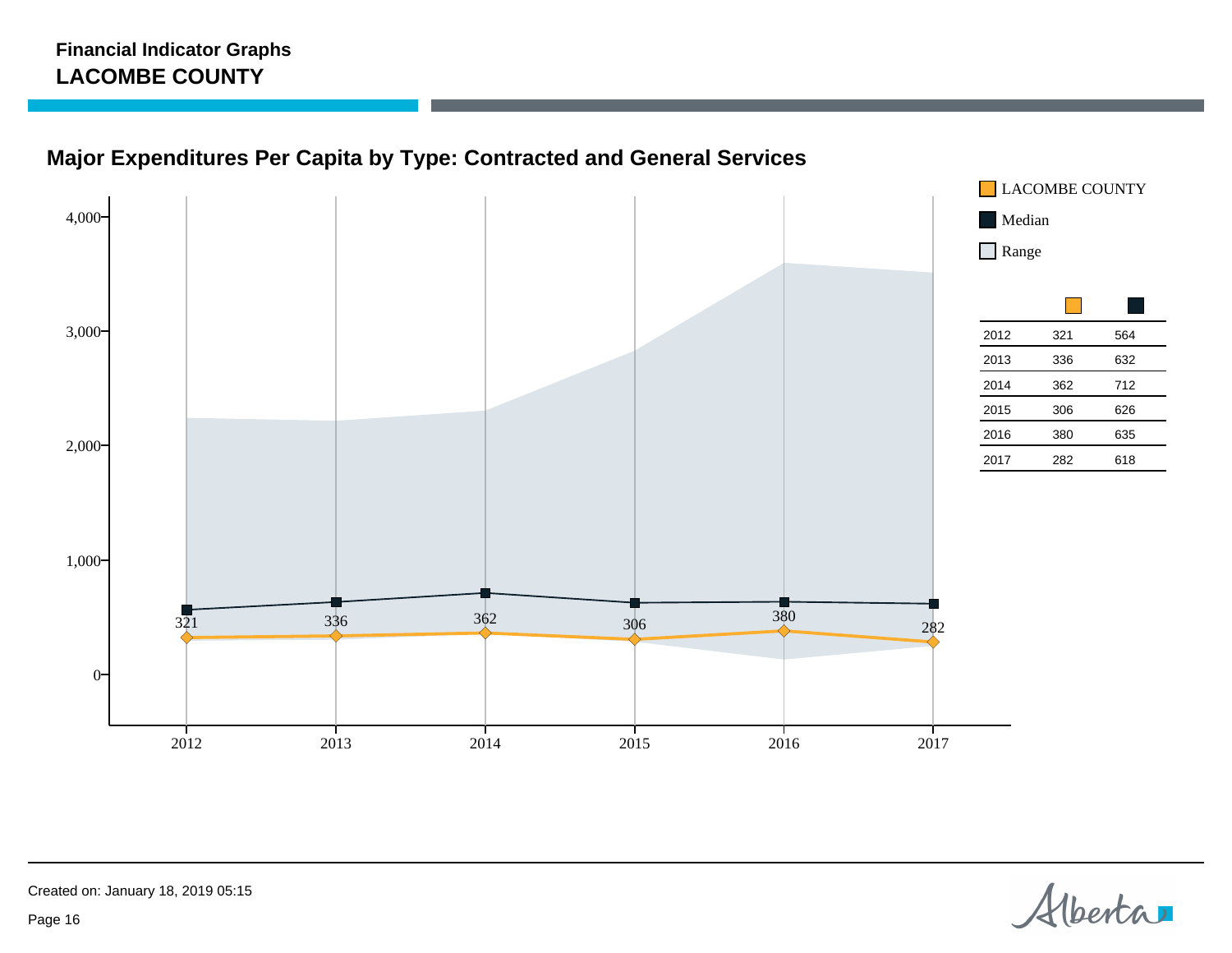**Financial Indicator Graphs**
**LACOMBE COUNTY**

## Major Expenditures Per Capita by Type: Contracted and General Services

Legend: LACOMBE COUNTY, Median, Range

| Year | LACOMBE COUNTY | Median |
|---|---|---|
| 2012 | 321 | 564 |
| 2013 | 336 | 632 |
| 2014 | 362 | 712 |
| 2015 | 306 | 626 |
| 2016 | 380 | 635 |
| 2017 | 282 | 618 |

Created on: January 18, 2019 05:15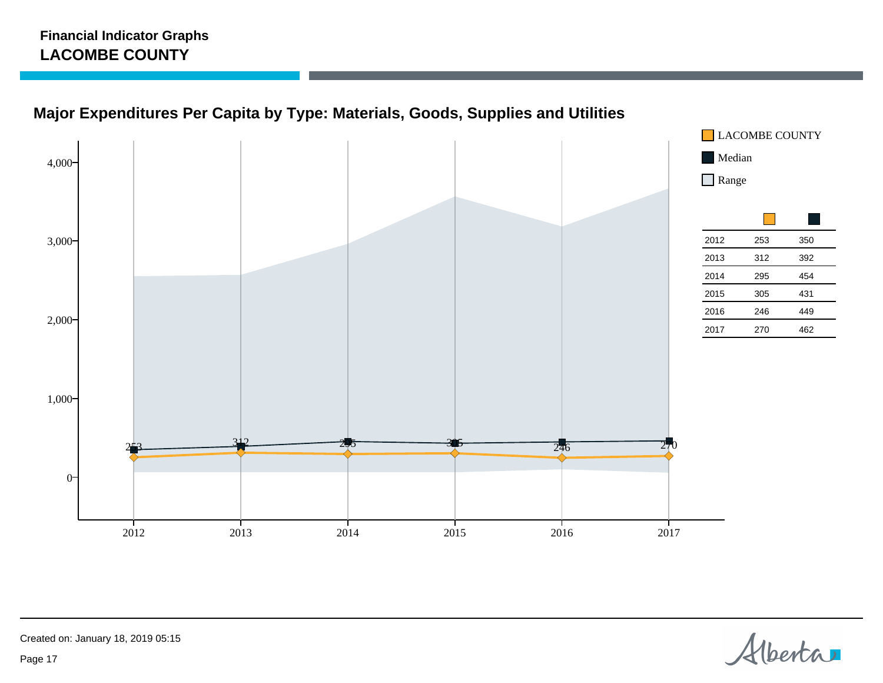**Financial Indicator Graphs**
**LACOMBE COUNTY**

## Major Expenditures Per Capita by Type: Materials, Goods, Supplies and Utilities

Legend: LACOMBE COUNTY, Median, Range

| | LACOMBE COUNTY | Median |
|---|---|---|
| 2012 | 253 | 350 |
| 2013 | 312 | 392 |
| 2014 | 295 | 454 |
| 2015 | 305 | 431 |
| 2016 | 246 | 449 |
| 2017 | 270 | 462 |

Created on: January 18, 2019 05:15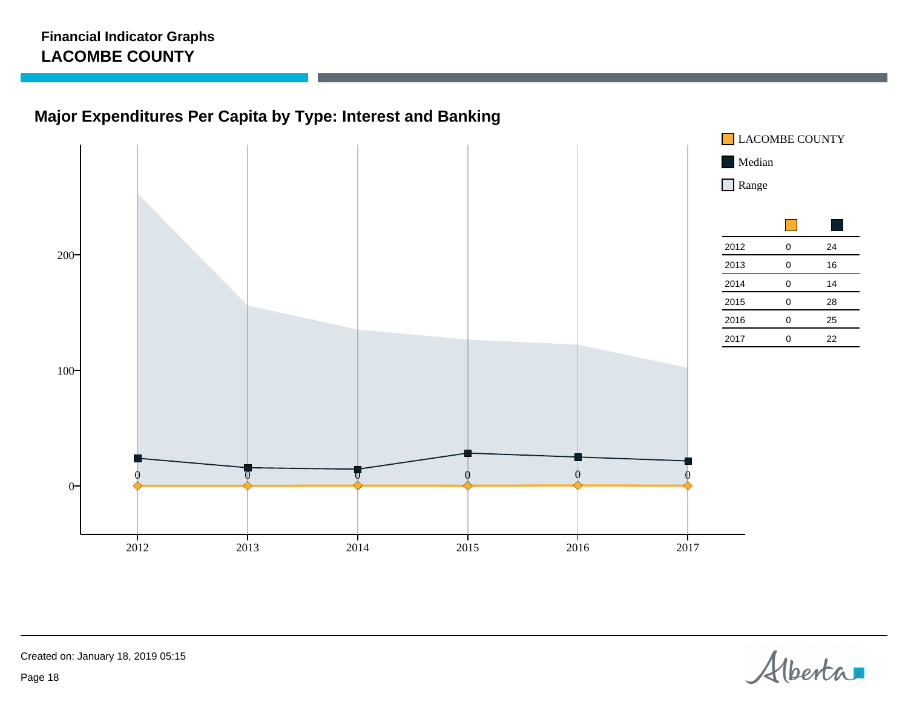**Financial Indicator Graphs**
**LACOMBE COUNTY**

## Major Expenditures Per Capita by Type: Interest and Banking

LACOMBE COUNTY

Median

Range

| | LACOMBE COUNTY | Median |
|---|---|---|
| 2012 | 0 | 24 |
| 2013 | 0 | 16 |
| 2014 | 0 | 14 |
| 2015 | 0 | 28 |
| 2016 | 0 | 25 |
| 2017 | 0 | 22 |

Created on: January 18, 2019 05:15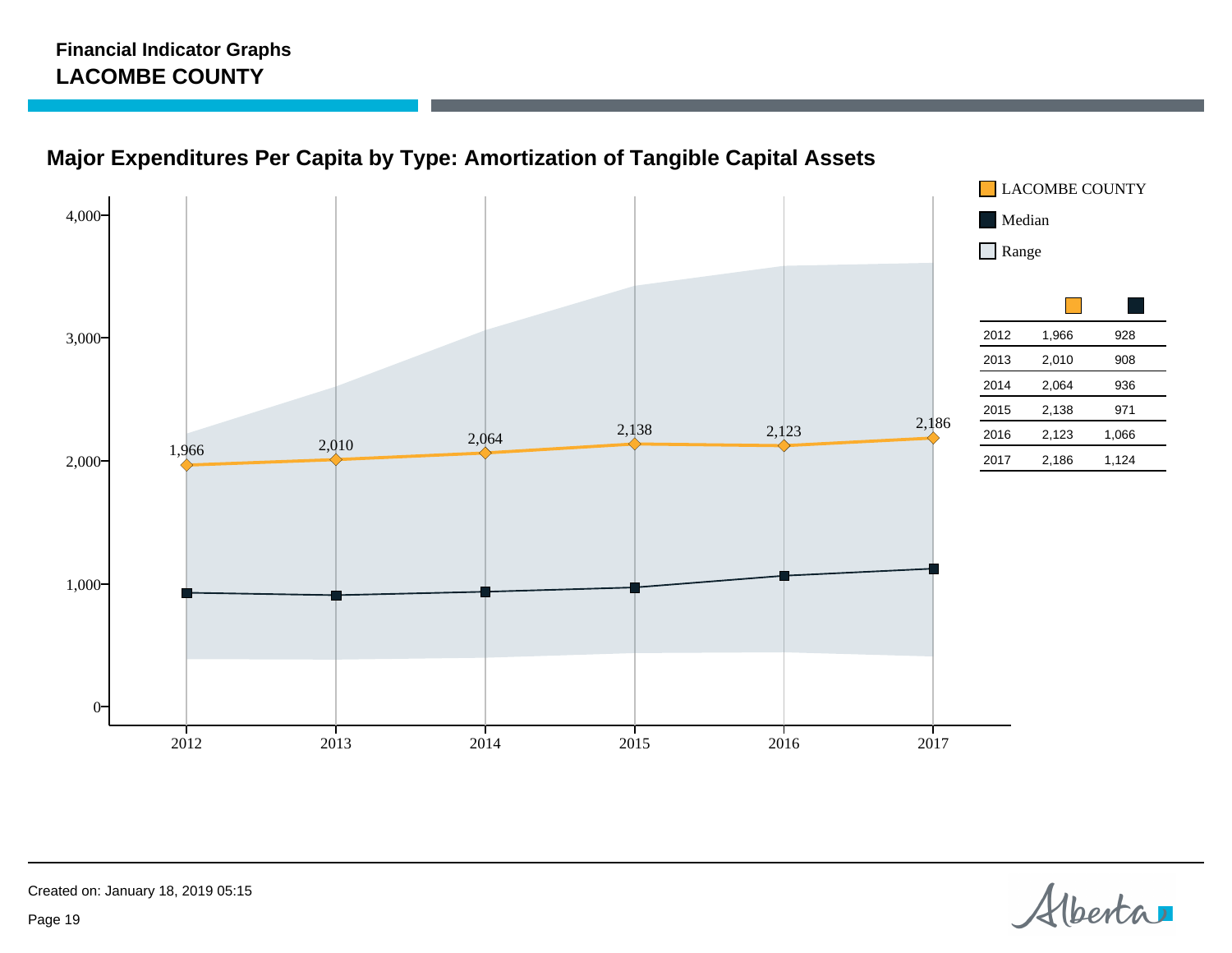**Financial Indicator Graphs**
**LACOMBE COUNTY**

## Major Expenditures Per Capita by Type: Amortization of Tangible Capital Assets

LACOMBE COUNTY
Median
Range

| | LACOMBE COUNTY | Median |
|---|---|---|
| 2012 | 1,966 | 928 |
| 2013 | 2,010 | 908 |
| 2014 | 2,064 | 936 |
| 2015 | 2,138 | 971 |
| 2016 | 2,123 | 1,066 |
| 2017 | 2,186 | 1,124 |

Created on: January 18, 2019 05:15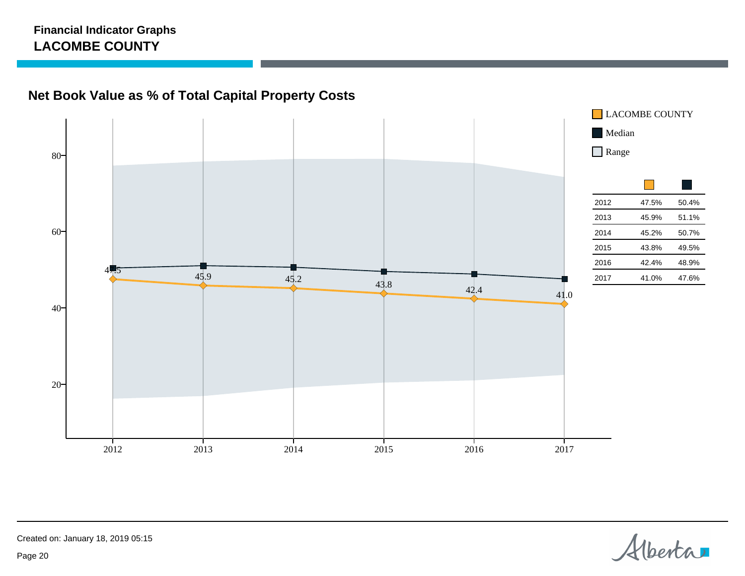**Financial Indicator Graphs**
**LACOMBE COUNTY**

## Net Book Value as % of Total Capital Property Costs

Legend: LACOMBE COUNTY, Median, Range

| | LACOMBE COUNTY | Median |
|---|---|---|
| 2012 | 47.5% | 50.4% |
| 2013 | 45.9% | 51.1% |
| 2014 | 45.2% | 50.7% |
| 2015 | 43.8% | 49.5% |
| 2016 | 42.4% | 48.9% |
| 2017 | 41.0% | 47.6% |

Created on: January 18, 2019 05:15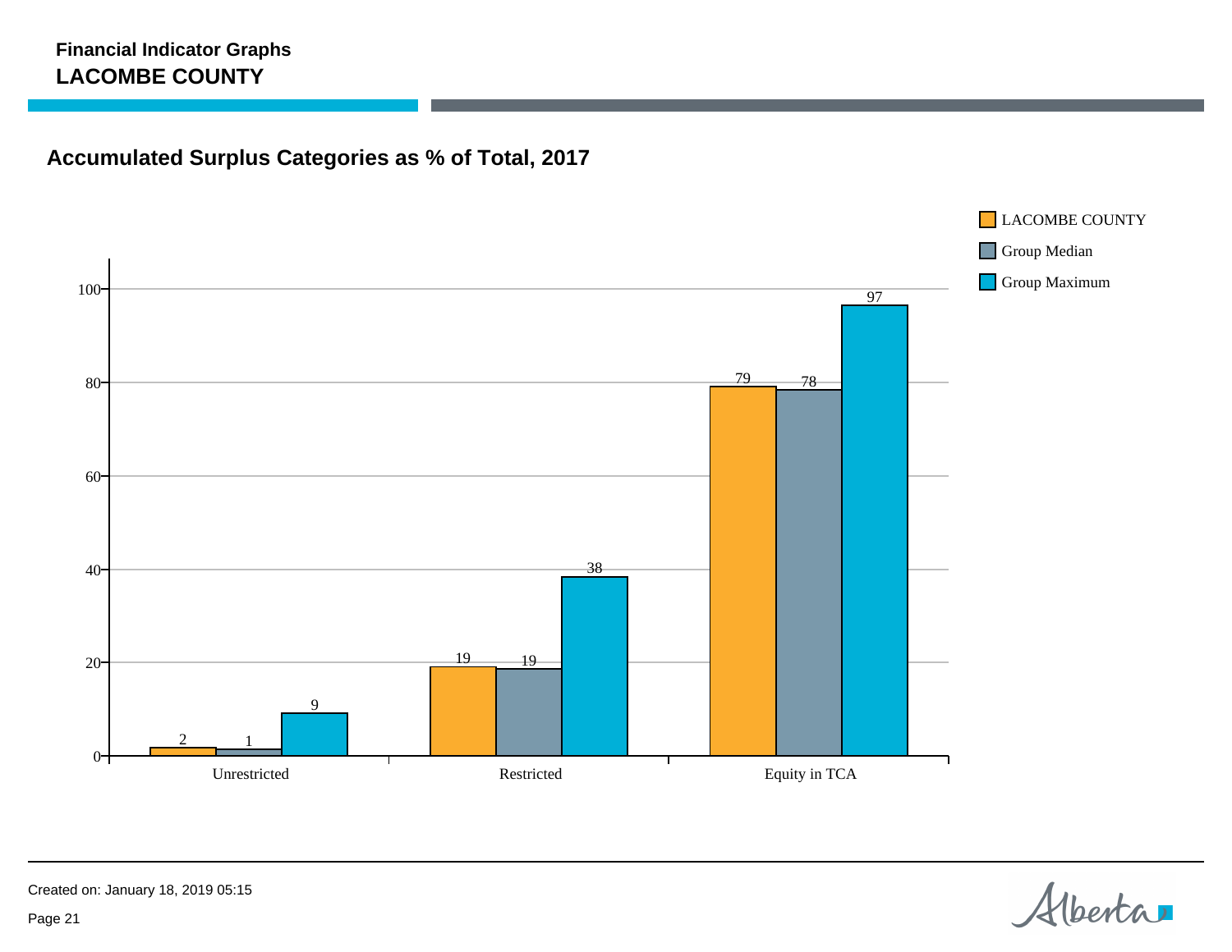**Financial Indicator Graphs**
## LACOMBE COUNTY

### Accumulated Surplus Categories as % of Total, 2017

| | LACOMBE COUNTY | Group Median | Group Maximum |
|---|---|---|---|
| Unrestricted | 2 | 1 | 9 |
| Restricted | 19 | 19 | 38 |
| Equity in TCA | 79 | 78 | 97 |

Created on: January 18, 2019 05:15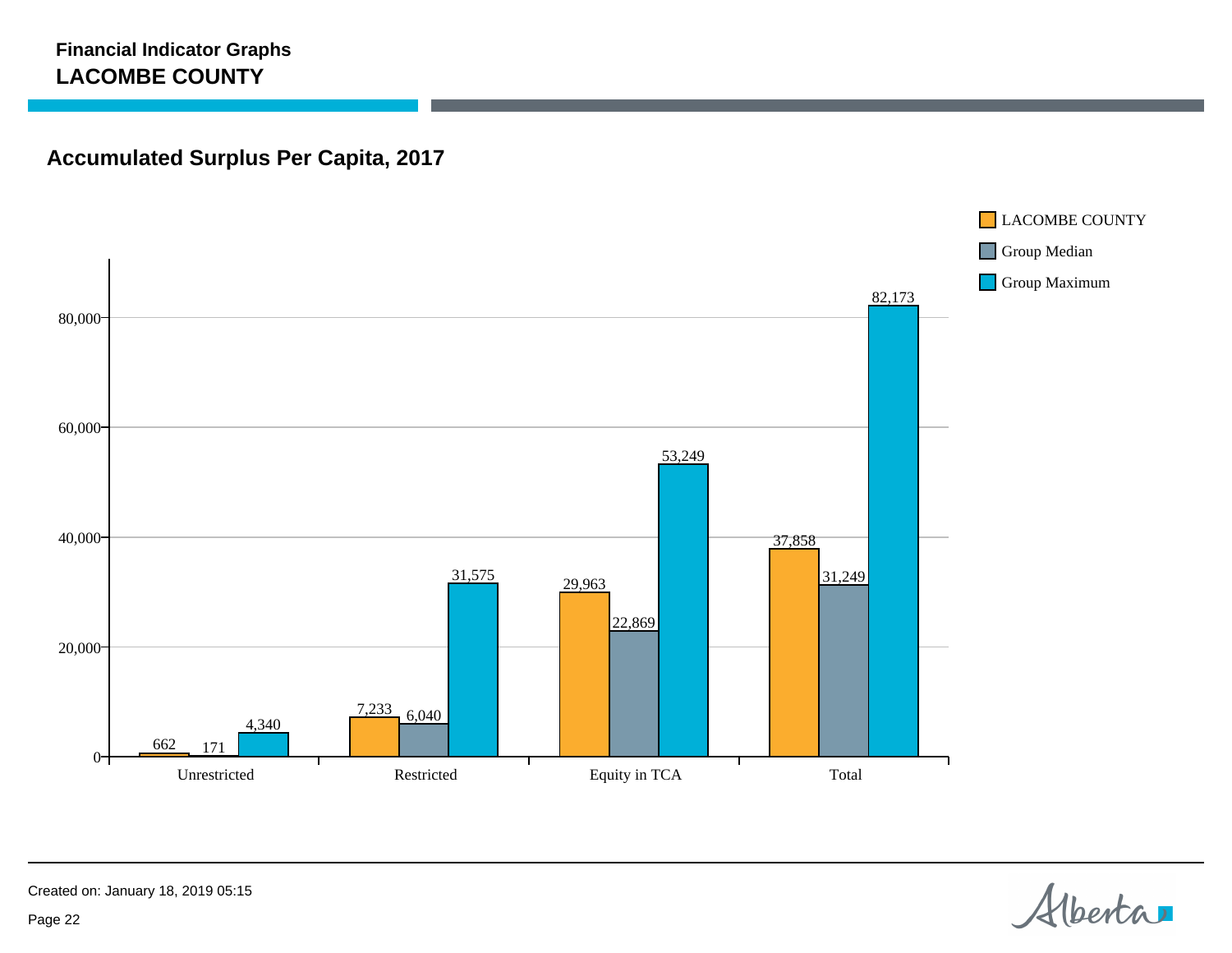**Financial Indicator Graphs**
**LACOMBE COUNTY**

## Accumulated Surplus Per Capita, 2017

| | LACOMBE COUNTY | Group Median | Group Maximum |
|---|---|---|---|
| Unrestricted | 662 | 171 | 4,340 |
| Restricted | 7,233 | 6,040 | 31,575 |
| Equity in TCA | 29,963 | 22,869 | 53,249 |
| Total | 37,858 | 31,249 | 82,173 |

Created on: January 18, 2019 05:15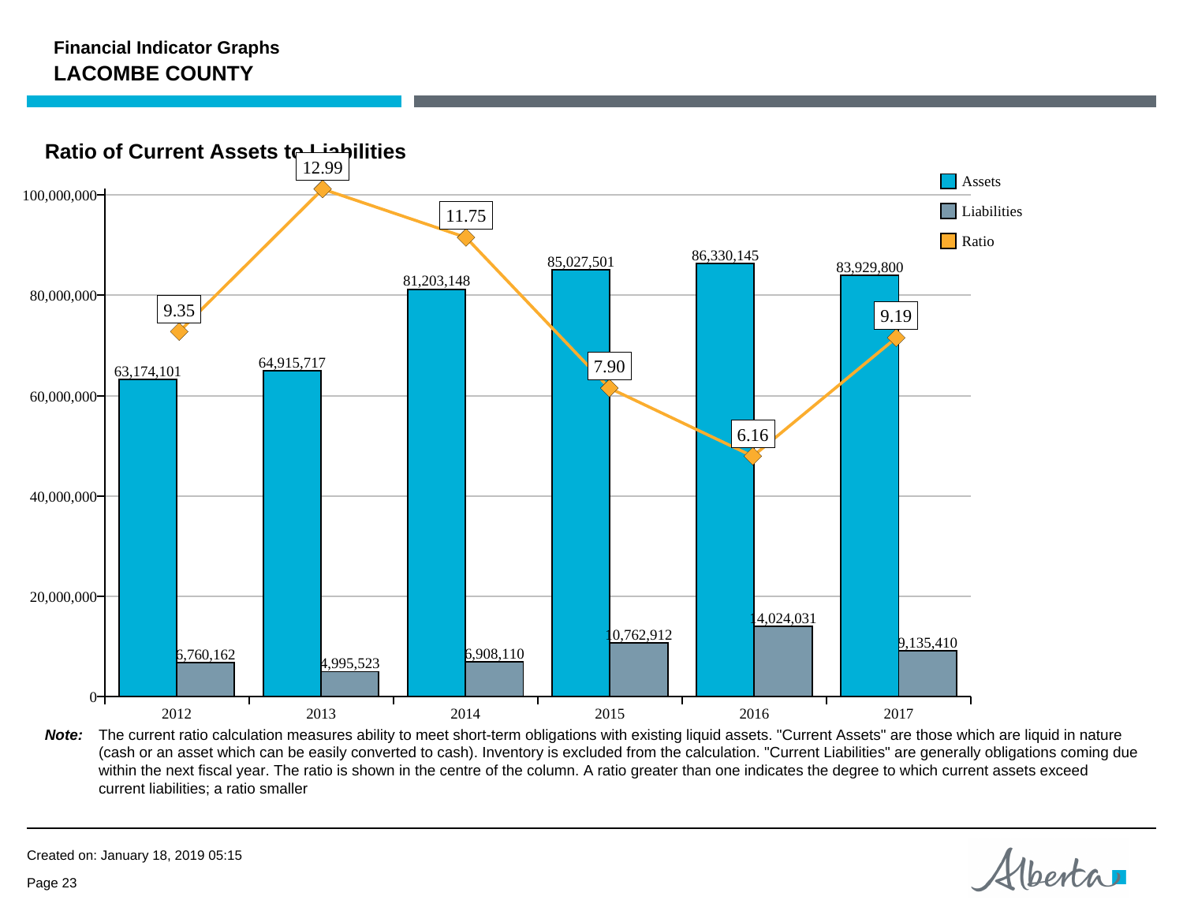**Financial Indicator Graphs**
**LACOMBE COUNTY**

## Ratio of Current Assets to Liabilities

| Year | Assets | Liabilities | Ratio |
|---|---|---|---|
| 2012 | 63,174,101 | 6,760,162 | 9.35 |
| 2013 | 64,915,717 | 4,995,523 | 12.99 |
| 2014 | 81,203,148 | 6,908,110 | 11.75 |
| 2015 | 85,027,501 | 10,762,912 | 7.90 |
| 2016 | 86,330,145 | 14,024,031 | 6.16 |
| 2017 | 83,929,800 | 9,135,410 | 9.19 |

***Note:*** The current ratio calculation measures ability to meet short-term obligations with existing liquid assets. "Current Assets" are those which are liquid in nature (cash or an asset which can be easily converted to cash). Inventory is excluded from the calculation. "Current Liabilities" are generally obligations coming due within the next fiscal year. The ratio is shown in the centre of the column. A ratio greater than one indicates the degree to which current assets exceed current liabilities; a ratio smaller

Created on: January 18, 2019 05:15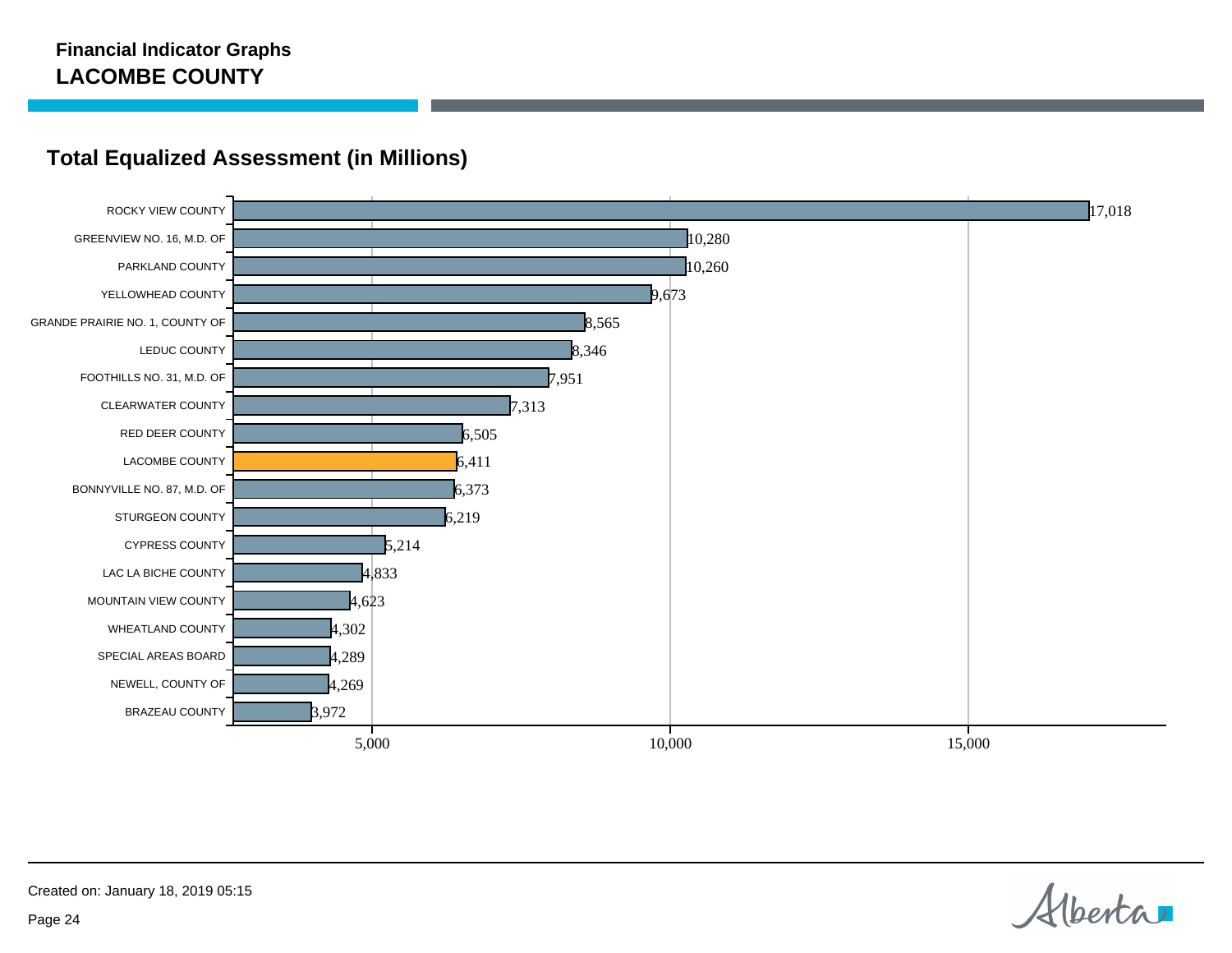# Financial Indicator Graphs

## LACOMBE COUNTY

### Total Equalized Assessment (in Millions)

| Municipality | Total Equalized Assessment (in Millions) |
|---|---|
| ROCKY VIEW COUNTY | 17,018 |
| GREENVIEW NO. 16, M.D. OF | 10,280 |
| PARKLAND COUNTY | 10,260 |
| YELLOWHEAD COUNTY | 9,673 |
| GRANDE PRAIRIE NO. 1, COUNTY OF | 8,565 |
| LEDUC COUNTY | 8,346 |
| FOOTHILLS NO. 31, M.D. OF | 7,951 |
| CLEARWATER COUNTY | 7,313 |
| RED DEER COUNTY | 6,505 |
| LACOMBE COUNTY | 6,411 |
| BONNYVILLE NO. 87, M.D. OF | 6,373 |
| STURGEON COUNTY | 6,219 |
| CYPRESS COUNTY | 5,214 |
| LAC LA BICHE COUNTY | 4,833 |
| MOUNTAIN VIEW COUNTY | 4,623 |
| WHEATLAND COUNTY | 4,302 |
| SPECIAL AREAS BOARD | 4,289 |
| NEWELL, COUNTY OF | 4,269 |
| BRAZEAU COUNTY | 3,972 |

Created on: January 18, 2019 05:15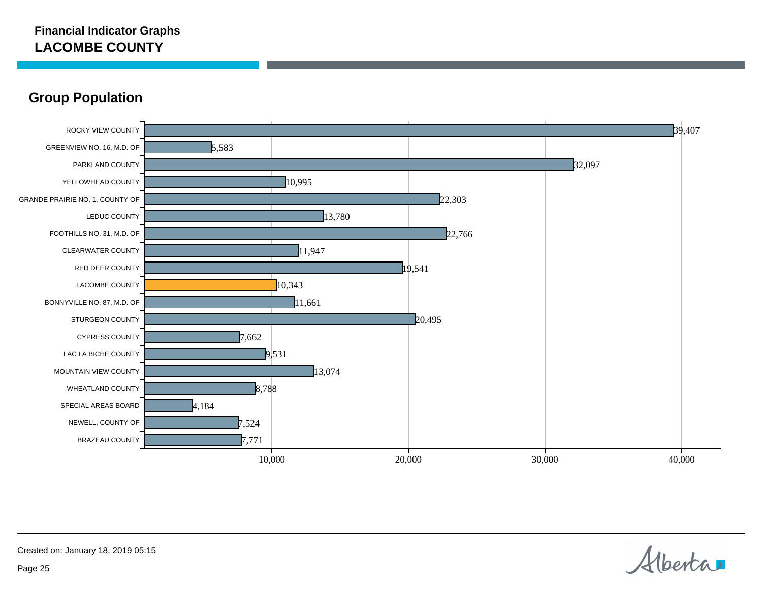**Financial Indicator Graphs**
**LACOMBE COUNTY**

## Group Population

| Municipality | Population |
| --- | --- |
| ROCKY VIEW COUNTY | 39,407 |
| GREENVIEW NO. 16, M.D. OF | 5,583 |
| PARKLAND COUNTY | 32,097 |
| YELLOWHEAD COUNTY | 10,995 |
| GRANDE PRAIRIE NO. 1, COUNTY OF | 22,303 |
| LEDUC COUNTY | 13,780 |
| FOOTHILLS NO. 31, M.D. OF | 22,766 |
| CLEARWATER COUNTY | 11,947 |
| RED DEER COUNTY | 19,541 |
| LACOMBE COUNTY | 10,343 |
| BONNYVILLE NO. 87, M.D. OF | 11,661 |
| STURGEON COUNTY | 20,495 |
| CYPRESS COUNTY | 7,662 |
| LAC LA BICHE COUNTY | 9,531 |
| MOUNTAIN VIEW COUNTY | 13,074 |
| WHEATLAND COUNTY | 8,788 |
| SPECIAL AREAS BOARD | 4,184 |
| NEWELL, COUNTY OF | 7,524 |
| BRAZEAU COUNTY | 7,771 |

Created on: January 18, 2019 05:15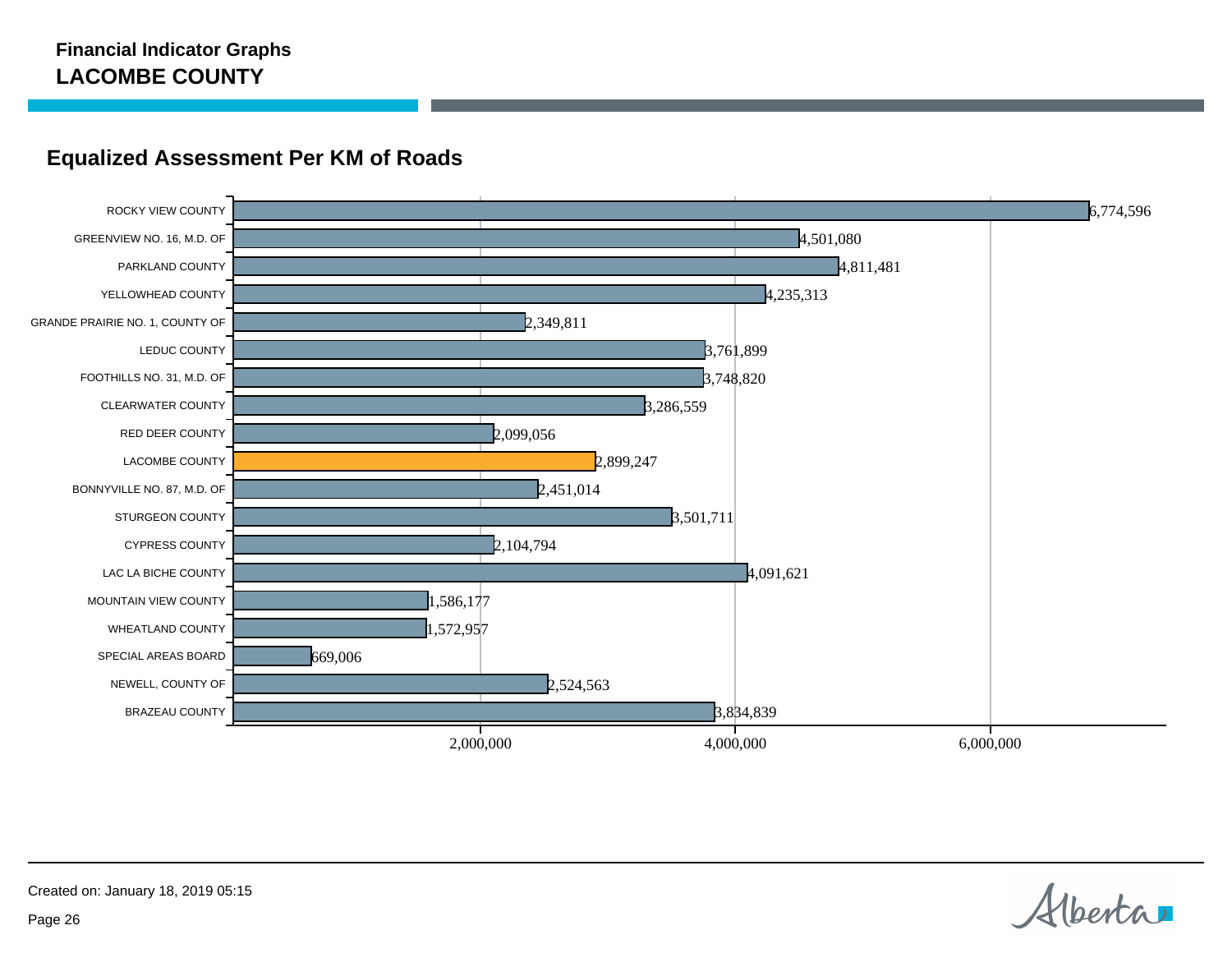**Financial Indicator Graphs**
**LACOMBE COUNTY**

## Equalized Assessment Per KM of Roads

ROCKY VIEW COUNTY 6,774,596
GREENVIEW NO. 16, M.D. OF 4,501,080
PARKLAND COUNTY 4,811,481
YELLOWHEAD COUNTY 4,235,313
GRANDE PRAIRIE NO. 1, COUNTY OF 2,349,811
LEDUC COUNTY 3,761,899
FOOTHILLS NO. 31, M.D. OF 3,748,820
CLEARWATER COUNTY 3,286,559
RED DEER COUNTY 2,099,056
LACOMBE COUNTY 2,899,247
BONNYVILLE NO. 87, M.D. OF 2,451,014
STURGEON COUNTY 3,501,711
CYPRESS COUNTY 2,104,794
LAC LA BICHE COUNTY 4,091,621
MOUNTAIN VIEW COUNTY 1,586,177
WHEATLAND COUNTY 1,572,957
SPECIAL AREAS BOARD 669,006
NEWELL, COUNTY OF 2,524,563
BRAZEAU COUNTY 3,834,839

2,000,000
4,000,000
6,000,000

Created on: January 18, 2019 05:15

Alberta